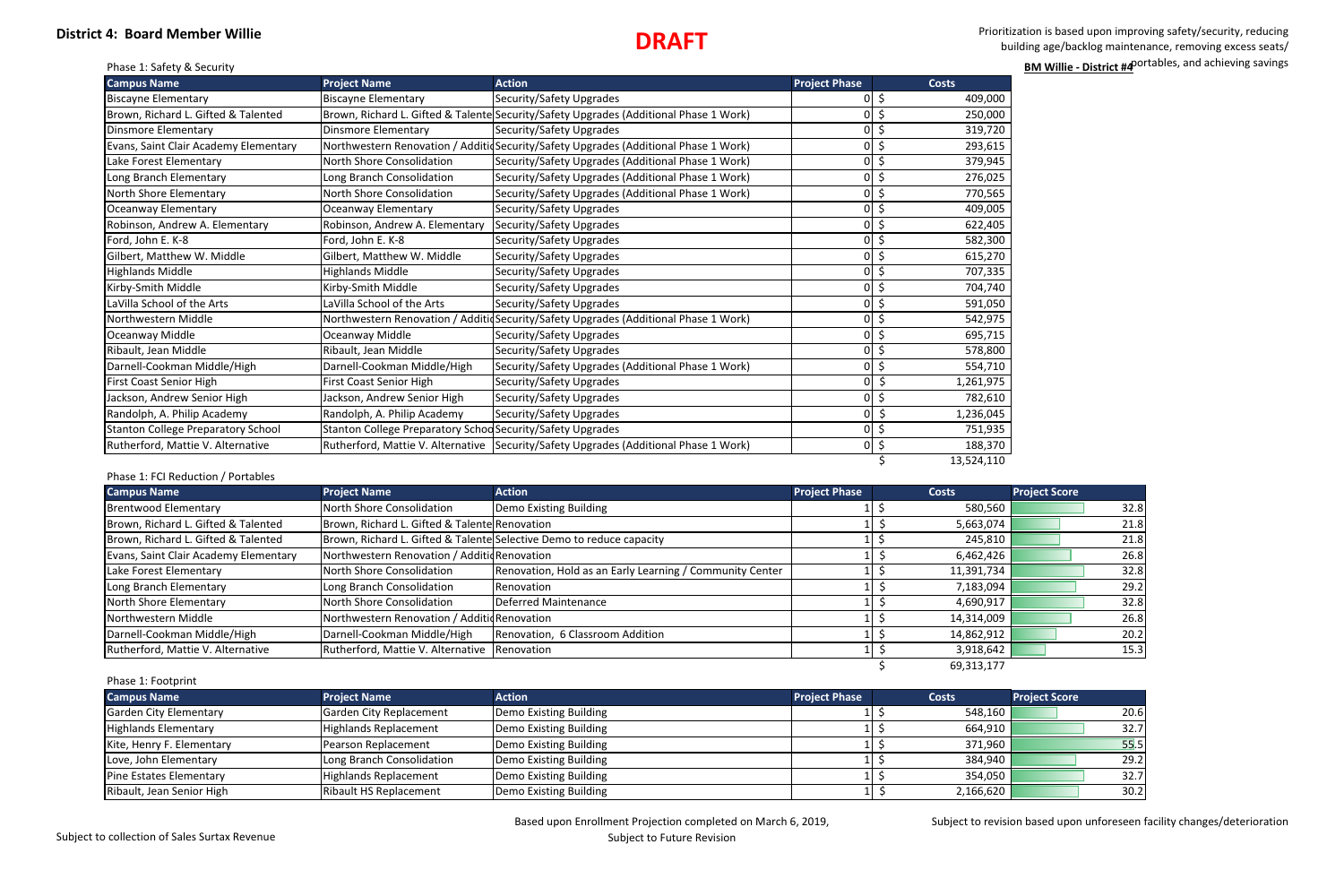**District 4: Board Member Willie**

**DRAFT**

Prioritization is based upon improving safety/security, reducing building age/backlog maintenance, removing excess seats/ portables, and achieving savings

**BM Willie - District #4**

Phase 1: Safety & Security

| Campus Name | Project Name | Action | Project Phase | Costs |
|---|---|---|---|---|
| Biscayne Elementary | Biscayne Elementary | Security/Safety Upgrades | 0 | $ 409,000 |
| Brown, Richard L. Gifted & Talented | Brown, Richard L. Gifted & Talente | Security/Safety Upgrades (Additional Phase 1 Work) | 0 | $ 250,000 |
| Dinsmore Elementary | Dinsmore Elementary | Security/Safety Upgrades | 0 | $ 319,720 |
| Evans, Saint Clair Academy Elementary | Northwestern Renovation / Additio | Security/Safety Upgrades (Additional Phase 1 Work) | 0 | $ 293,615 |
| Lake Forest Elementary | North Shore Consolidation | Security/Safety Upgrades (Additional Phase 1 Work) | 0 | $ 379,945 |
| Long Branch Elementary | Long Branch Consolidation | Security/Safety Upgrades (Additional Phase 1 Work) | 0 | $ 276,025 |
| North Shore Elementary | North Shore Consolidation | Security/Safety Upgrades (Additional Phase 1 Work) | 0 | $ 770,565 |
| Oceanway Elementary | Oceanway Elementary | Security/Safety Upgrades | 0 | $ 409,005 |
| Robinson, Andrew A. Elementary | Robinson, Andrew A. Elementary | Security/Safety Upgrades | 0 | $ 622,405 |
| Ford, John E. K-8 | Ford, John E. K-8 | Security/Safety Upgrades | 0 | $ 582,300 |
| Gilbert, Matthew W. Middle | Gilbert, Matthew W. Middle | Security/Safety Upgrades | 0 | $ 615,270 |
| Highlands Middle | Highlands Middle | Security/Safety Upgrades | 0 | $ 707,335 |
| Kirby-Smith Middle | Kirby-Smith Middle | Security/Safety Upgrades | 0 | $ 704,740 |
| LaVilla School of the Arts | LaVilla School of the Arts | Security/Safety Upgrades | 0 | $ 591,050 |
| Northwestern Middle | Northwestern Renovation / Additio | Security/Safety Upgrades (Additional Phase 1 Work) | 0 | $ 542,975 |
| Oceanway Middle | Oceanway Middle | Security/Safety Upgrades | 0 | $ 695,715 |
| Ribault, Jean Middle | Ribault, Jean Middle | Security/Safety Upgrades | 0 | $ 578,800 |
| Darnell-Cookman Middle/High | Darnell-Cookman Middle/High | Security/Safety Upgrades (Additional Phase 1 Work) | 0 | $ 554,710 |
| First Coast Senior High | First Coast Senior High | Security/Safety Upgrades | 0 | $ 1,261,975 |
| Jackson, Andrew Senior High | Jackson, Andrew Senior High | Security/Safety Upgrades | 0 | $ 782,610 |
| Randolph, A. Philip Academy | Randolph, A. Philip Academy | Security/Safety Upgrades | 0 | $ 1,236,045 |
| Stanton College Preparatory School | Stanton College Preparatory Schoo | Security/Safety Upgrades | 0 | $ 751,935 |
| Rutherford, Mattie V. Alternative | Rutherford, Mattie V. Alternative | Security/Safety Upgrades (Additional Phase 1 Work) | 0 | $ 188,370 |
| | | | | $ 13,524,110 |

Phase 1: FCI Reduction / Portables

| Campus Name | Project Name | Action | Project Phase | Costs | Project Score |
|---|---|---|---|---|---|
| Brentwood Elementary | North Shore Consolidation | Demo Existing Building | 1 | $ 580,560 | 32.8 |
| Brown, Richard L. Gifted & Talented | Brown, Richard L. Gifted & Talente | Renovation | 1 | $ 5,663,074 | 21.8 |
| Brown, Richard L. Gifted & Talented | Brown, Richard L. Gifted & Talente | Selective Demo to reduce capacity | 1 | $ 245,810 | 21.8 |
| Evans, Saint Clair Academy Elementary | Northwestern Renovation / Additio | Renovation | 1 | $ 6,462,426 | 26.8 |
| Lake Forest Elementary | North Shore Consolidation | Renovation, Hold as an Early Learning / Community Center | 1 | $ 11,391,734 | 32.8 |
| Long Branch Elementary | Long Branch Consolidation | Renovation | 1 | $ 7,183,094 | 29.2 |
| North Shore Elementary | North Shore Consolidation | Deferred Maintenance | 1 | $ 4,690,917 | 32.8 |
| Northwestern Middle | Northwestern Renovation / Additio | Renovation | 1 | $ 14,314,009 | 26.8 |
| Darnell-Cookman Middle/High | Darnell-Cookman Middle/High | Renovation, 6 Classroom Addition | 1 | $ 14,862,912 | 20.2 |
| Rutherford, Mattie V. Alternative | Rutherford, Mattie V. Alternative | Renovation | 1 | $ 3,918,642 | 15.3 |
| | | | | $ 69,313,177 | |

Phase 1: Footprint

| Campus Name | Project Name | Action | Project Phase | Costs | Project Score |
|---|---|---|---|---|---|
| Garden City Elementary | Garden City Replacement | Demo Existing Building | 1 | $ 548,160 | 20.6 |
| Highlands Elementary | Highlands Replacement | Demo Existing Building | 1 | $ 664,910 | 32.7 |
| Kite, Henry F. Elementary | Pearson Replacement | Demo Existing Building | 1 | $ 371,960 | 55.5 |
| Love, John Elementary | Long Branch Consolidation | Demo Existing Building | 1 | $ 384,940 | 29.2 |
| Pine Estates Elementary | Highlands Replacement | Demo Existing Building | 1 | $ 354,050 | 32.7 |
| Ribault, Jean Senior High | Ribault HS Replacement | Demo Existing Building | 1 | $ 2,166,620 | 30.2 |

Subject to collection of Sales Surtax Revenue

Based upon Enrollment Projection completed on March 6, 2019, Subject to Future Revision

Subject to revision based upon unforeseen facility changes/deterioration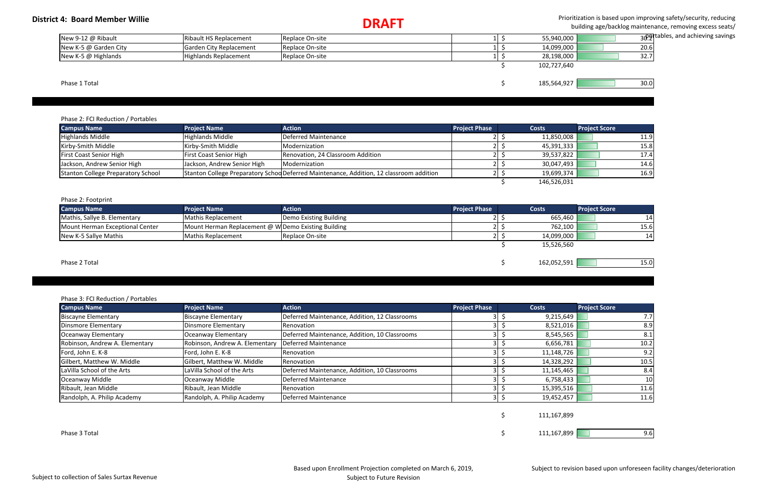**District 4: Board Member Willie**

**DRAFT**

Prioritization is based upon improving safety/security, reducing building age/backlog maintenance, removing excess seats/ portables, and achieving savings

| | | | | | |
|---|---|---|---|---|---|
| New 9-12 @ Ribault | Ribault HS Replacement | Replace On-site | 1 | $ 55,940,000 | 30.2 |
| New K-5 @ Garden City | Garden City Replacement | Replace On-site | 1 | $ 14,099,000 | 20.6 |
| New K-5 @ Highlands | Highlands Replacement | Replace On-site | 1 | $ 28,198,000 | 32.7 |
| | | | | $ 102,727,640 | |

Phase 1 Total $ 185,564,927 30.0

Phase 2: FCI Reduction / Portables

| Campus Name | Project Name | Action | Project Phase | Costs | Project Score |
|---|---|---|---|---|---|
| Highlands Middle | Highlands Middle | Deferred Maintenance | 2 | $ 11,850,008 | 11.9 |
| Kirby-Smith Middle | Kirby-Smith Middle | Modernization | 2 | $ 45,391,333 | 15.8 |
| First Coast Senior High | First Coast Senior High | Renovation, 24 Classroom Addition | 2 | $ 39,537,822 | 17.4 |
| Jackson, Andrew Senior High | Jackson, Andrew Senior High | Modernization | 2 | $ 30,047,493 | 14.6 |
| Stanton College Preparatory School | Stanton College Preparatory Schoo | Deferred Maintenance, Addition, 12 classroom addition | 2 | $ 19,699,374 | 16.9 |
| | | | | $ 146,526,031 | |

Phase 2: Footprint

| Campus Name | Project Name | Action | Project Phase | Costs | Project Score |
|---|---|---|---|---|---|
| Mathis, Sallye B. Elementary | Mathis Replacement | Demo Existing Building | 2 | $ 665,460 | 14 |
| Mount Herman Exceptional Center | Mount Herman Replacement @ W | Demo Existing Building | 2 | $ 762,100 | 15.6 |
| New K-5 Sallye Mathis | Mathis Replacement | Replace On-site | 2 | $ 14,099,000 | 14 |
| | | | | $ 15,526,560 | |

Phase 2 Total $ 162,052,591 15.0

Phase 3: FCI Reduction / Portables

| Campus Name | Project Name | Action | Project Phase | Costs | Project Score |
|---|---|---|---|---|---|
| Biscayne Elementary | Biscayne Elementary | Deferred Maintenance, Addition, 12 Classrooms | 3 | $ 9,215,649 | 7.7 |
| Dinsmore Elementary | Dinsmore Elementary | Renovation | 3 | $ 8,521,016 | 8.9 |
| Oceanway Elementary | Oceanway Elementary | Deferred Maintenance, Addition, 10 Classrooms | 3 | $ 8,545,565 | 8.1 |
| Robinson, Andrew A. Elementary | Robinson, Andrew A. Elementary | Deferred Maintenance | 3 | $ 6,656,781 | 10.2 |
| Ford, John E. K-8 | Ford, John E. K-8 | Renovation | 3 | $ 11,148,726 | 9.2 |
| Gilbert, Matthew W. Middle | Gilbert, Matthew W. Middle | Renovation | 3 | $ 14,328,292 | 10.5 |
| LaVilla School of the Arts | LaVilla School of the Arts | Deferred Maintenance, Addition, 10 Classrooms | 3 | $ 11,145,465 | 8.4 |
| Oceanway Middle | Oceanway Middle | Deferred Maintenance | 3 | $ 6,758,433 | 10 |
| Ribault, Jean Middle | Ribault, Jean Middle | Renovation | 3 | $ 15,395,516 | 11.6 |
| Randolph, A. Philip Academy | Randolph, A. Philip Academy | Deferred Maintenance | 3 | $ 19,452,457 | 11.6 |
| | | | | $ 111,167,899 | |

Phase 3 Total $ 111,167,899 9.6

Subject to collection of Sales Surtax Revenue

Based upon Enrollment Projection completed on March 6, 2019, Subject to Future Revision

Subject to revision based upon unforeseen facility changes/deterioration